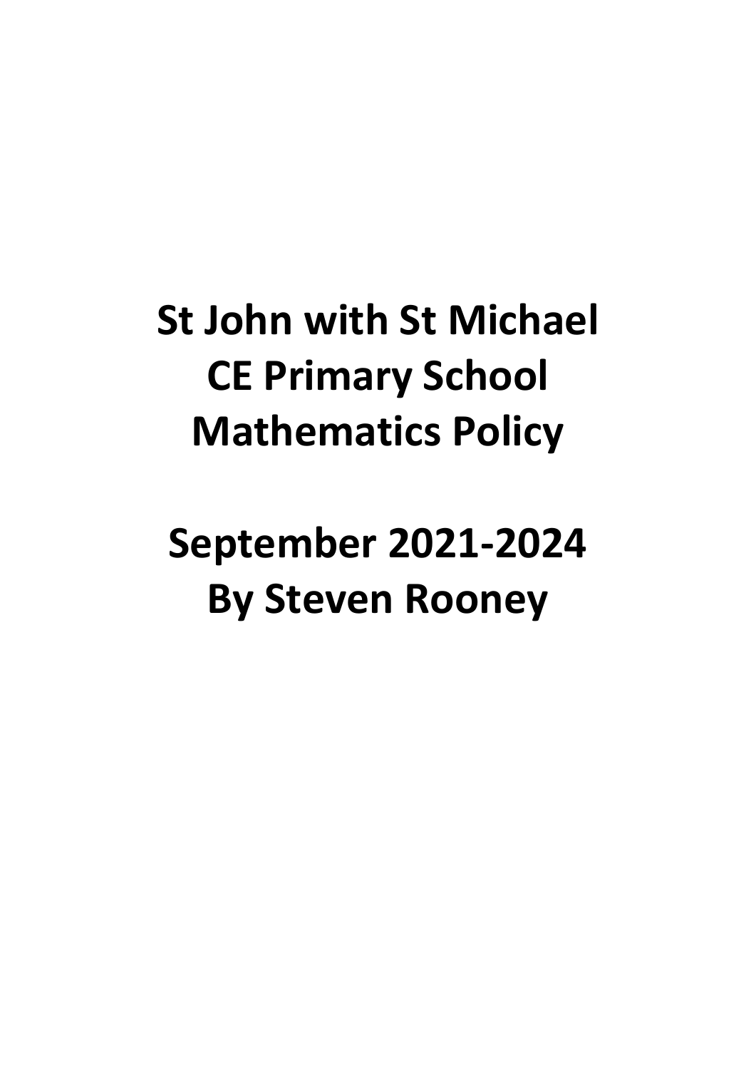# St John with St Michael CE Primary School Mathematics Policy

# September 2021-2024 By Steven Rooney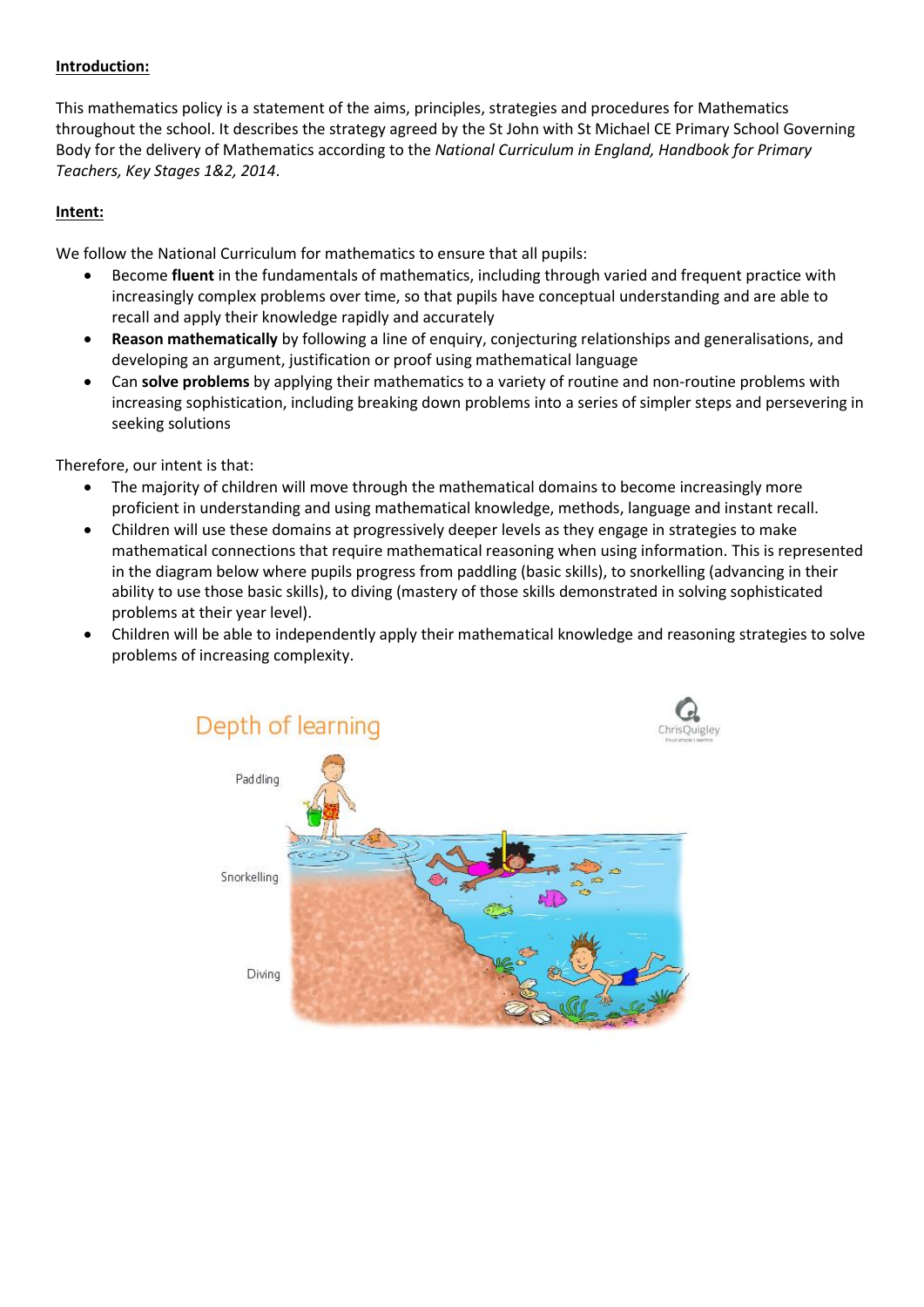**Introduction:**

This mathematics policy is a statement of the aims, principles, strategies and procedures for Mathematics throughout the school. It describes the strategy agreed by the St John with St Michael CE Primary School Governing Body for the delivery of Mathematics according to the *National Curriculum in England, Handbook for Primary Teachers, Key Stages 1&2, 2014*.

**Intent:**

We follow the National Curriculum for mathematics to ensure that all pupils:

- Become **fluent** in the fundamentals of mathematics, including through varied and frequent practice with increasingly complex problems over time, so that pupils have conceptual understanding and are able to recall and apply their knowledge rapidly and accurately
- **Reason mathematically** by following a line of enquiry, conjecturing relationships and generalisations, and developing an argument, justification or proof using mathematical language
- Can **solve problems** by applying their mathematics to a variety of routine and non-routine problems with increasing sophistication, including breaking down problems into a series of simpler steps and persevering in seeking solutions

Therefore, our intent is that:

- The majority of children will move through the mathematical domains to become increasingly more proficient in understanding and using mathematical knowledge, methods, language and instant recall.
- Children will use these domains at progressively deeper levels as they engage in strategies to make mathematical connections that require mathematical reasoning when using information. This is represented in the diagram below where pupils progress from paddling (basic skills), to snorkelling (advancing in their ability to use those basic skills), to diving (mastery of those skills demonstrated in solving sophisticated problems at their year level).
- Children will be able to independently apply their mathematical knowledge and reasoning strategies to solve problems of increasing complexity.

Depth of learning

Paddling

Snorkelling

Diving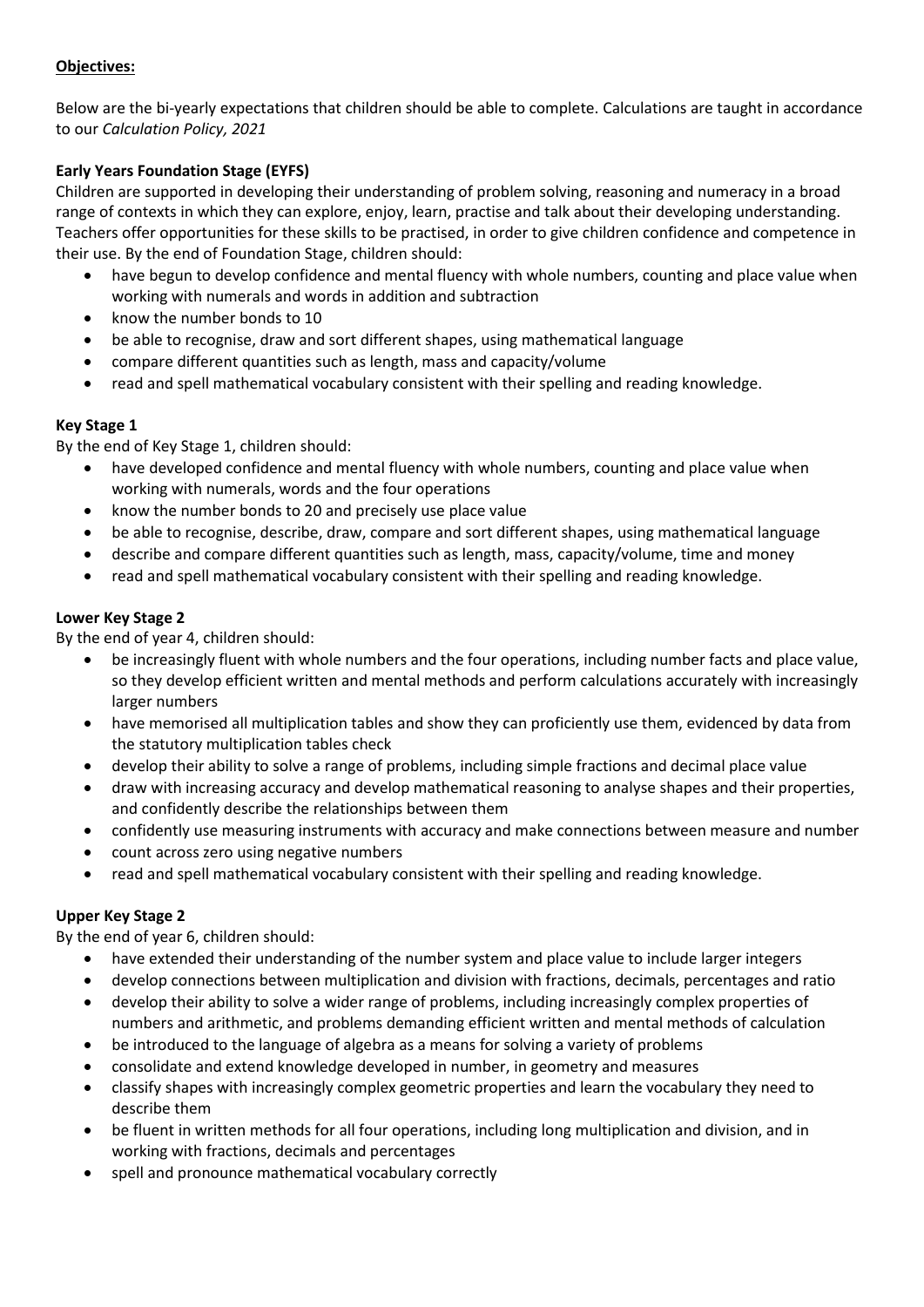**Objectives:**

Below are the bi-yearly expectations that children should be able to complete. Calculations are taught in accordance to our *Calculation Policy, 2021*

**Early Years Foundation Stage (EYFS)**

Children are supported in developing their understanding of problem solving, reasoning and numeracy in a broad range of contexts in which they can explore, enjoy, learn, practise and talk about their developing understanding. Teachers offer opportunities for these skills to be practised, in order to give children confidence and competence in their use. By the end of Foundation Stage, children should:

- have begun to develop confidence and mental fluency with whole numbers, counting and place value when working with numerals and words in addition and subtraction
- know the number bonds to 10
- be able to recognise, draw and sort different shapes, using mathematical language
- compare different quantities such as length, mass and capacity/volume
- read and spell mathematical vocabulary consistent with their spelling and reading knowledge.

**Key Stage 1**

By the end of Key Stage 1, children should:

- have developed confidence and mental fluency with whole numbers, counting and place value when working with numerals, words and the four operations
- know the number bonds to 20 and precisely use place value
- be able to recognise, describe, draw, compare and sort different shapes, using mathematical language
- describe and compare different quantities such as length, mass, capacity/volume, time and money
- read and spell mathematical vocabulary consistent with their spelling and reading knowledge.

**Lower Key Stage 2**

By the end of year 4, children should:

- be increasingly fluent with whole numbers and the four operations, including number facts and place value, so they develop efficient written and mental methods and perform calculations accurately with increasingly larger numbers
- have memorised all multiplication tables and show they can proficiently use them, evidenced by data from the statutory multiplication tables check
- develop their ability to solve a range of problems, including simple fractions and decimal place value
- draw with increasing accuracy and develop mathematical reasoning to analyse shapes and their properties, and confidently describe the relationships between them
- confidently use measuring instruments with accuracy and make connections between measure and number
- count across zero using negative numbers
- read and spell mathematical vocabulary consistent with their spelling and reading knowledge.

**Upper Key Stage 2**

By the end of year 6, children should:

- have extended their understanding of the number system and place value to include larger integers
- develop connections between multiplication and division with fractions, decimals, percentages and ratio
- develop their ability to solve a wider range of problems, including increasingly complex properties of numbers and arithmetic, and problems demanding efficient written and mental methods of calculation
- be introduced to the language of algebra as a means for solving a variety of problems
- consolidate and extend knowledge developed in number, in geometry and measures
- classify shapes with increasingly complex geometric properties and learn the vocabulary they need to describe them
- be fluent in written methods for all four operations, including long multiplication and division, and in working with fractions, decimals and percentages
- spell and pronounce mathematical vocabulary correctly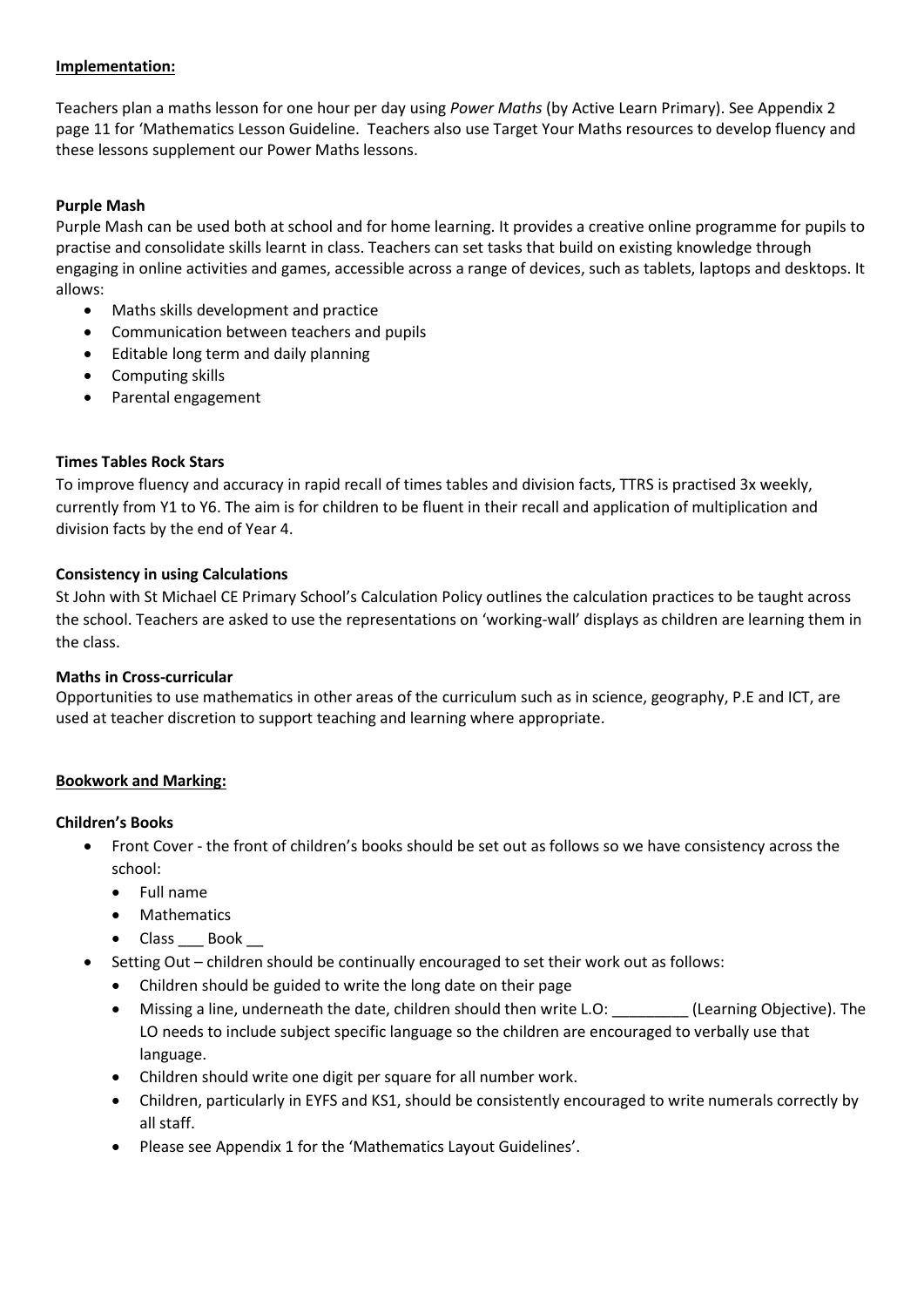**Implementation:**

Teachers plan a maths lesson for one hour per day using *Power Maths* (by Active Learn Primary). See Appendix 2 page 11 for 'Mathematics Lesson Guideline. Teachers also use Target Your Maths resources to develop fluency and these lessons supplement our Power Maths lessons.

**Purple Mash**

Purple Mash can be used both at school and for home learning. It provides a creative online programme for pupils to practise and consolidate skills learnt in class. Teachers can set tasks that build on existing knowledge through engaging in online activities and games, accessible across a range of devices, such as tablets, laptops and desktops. It allows:

- Maths skills development and practice
- Communication between teachers and pupils
- Editable long term and daily planning
- Computing skills
- Parental engagement

**Times Tables Rock Stars**

To improve fluency and accuracy in rapid recall of times tables and division facts, TTRS is practised 3x weekly, currently from Y1 to Y6. The aim is for children to be fluent in their recall and application of multiplication and division facts by the end of Year 4.

**Consistency in using Calculations**

St John with St Michael CE Primary School's Calculation Policy outlines the calculation practices to be taught across the school. Teachers are asked to use the representations on 'working-wall' displays as children are learning them in the class.

**Maths in Cross-curricular**

Opportunities to use mathematics in other areas of the curriculum such as in science, geography, P.E and ICT, are used at teacher discretion to support teaching and learning where appropriate.

**Bookwork and Marking:**

**Children's Books**

- Front Cover - the front of children's books should be set out as follows so we have consistency across the school:
  - Full name
  - Mathematics
  - Class ___ Book __
- Setting Out – children should be continually encouraged to set their work out as follows:
  - Children should be guided to write the long date on their page
  - Missing a line, underneath the date, children should then write L.O: _________ (Learning Objective). The LO needs to include subject specific language so the children are encouraged to verbally use that language.
  - Children should write one digit per square for all number work.
  - Children, particularly in EYFS and KS1, should be consistently encouraged to write numerals correctly by all staff.
  - Please see Appendix 1 for the 'Mathematics Layout Guidelines'.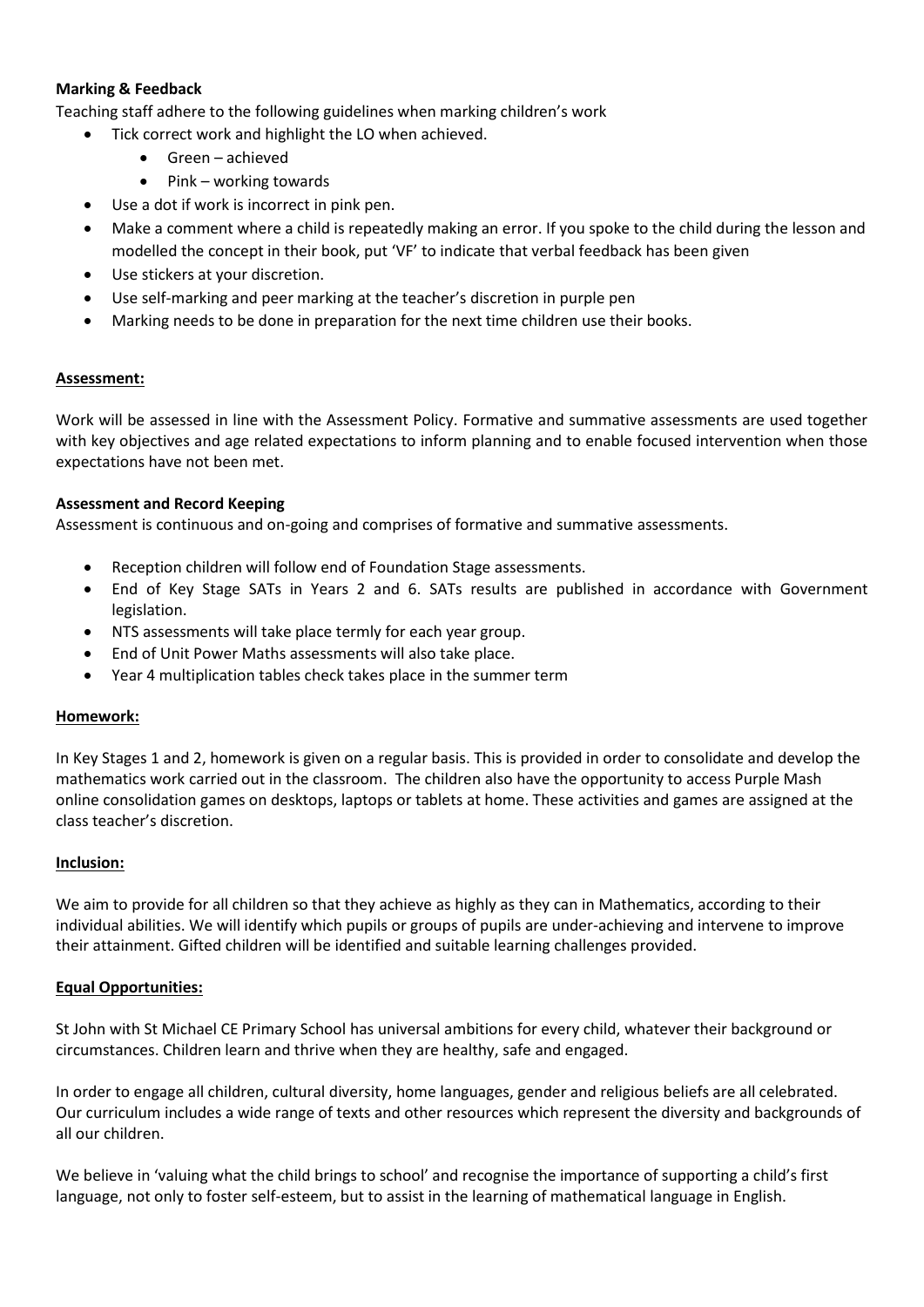**Marking & Feedback**

Teaching staff adhere to the following guidelines when marking children's work

- Tick correct work and highlight the LO when achieved.
  - Green – achieved
  - Pink – working towards
- Use a dot if work is incorrect in pink pen.
- Make a comment where a child is repeatedly making an error. If you spoke to the child during the lesson and modelled the concept in their book, put 'VF' to indicate that verbal feedback has been given
- Use stickers at your discretion.
- Use self-marking and peer marking at the teacher's discretion in purple pen
- Marking needs to be done in preparation for the next time children use their books.

**Assessment:**

Work will be assessed in line with the Assessment Policy. Formative and summative assessments are used together with key objectives and age related expectations to inform planning and to enable focused intervention when those expectations have not been met.

**Assessment and Record Keeping**

Assessment is continuous and on-going and comprises of formative and summative assessments.

- Reception children will follow end of Foundation Stage assessments.
- End of Key Stage SATs in Years 2 and 6. SATs results are published in accordance with Government legislation.
- NTS assessments will take place termly for each year group.
- End of Unit Power Maths assessments will also take place.
- Year 4 multiplication tables check takes place in the summer term

**Homework:**

In Key Stages 1 and 2, homework is given on a regular basis. This is provided in order to consolidate and develop the mathematics work carried out in the classroom. The children also have the opportunity to access Purple Mash online consolidation games on desktops, laptops or tablets at home. These activities and games are assigned at the class teacher's discretion.

**Inclusion:**

We aim to provide for all children so that they achieve as highly as they can in Mathematics, according to their individual abilities. We will identify which pupils or groups of pupils are under-achieving and intervene to improve their attainment. Gifted children will be identified and suitable learning challenges provided.

**Equal Opportunities:**

St John with St Michael CE Primary School has universal ambitions for every child, whatever their background or circumstances. Children learn and thrive when they are healthy, safe and engaged.

In order to engage all children, cultural diversity, home languages, gender and religious beliefs are all celebrated. Our curriculum includes a wide range of texts and other resources which represent the diversity and backgrounds of all our children.

We believe in 'valuing what the child brings to school' and recognise the importance of supporting a child's first language, not only to foster self-esteem, but to assist in the learning of mathematical language in English.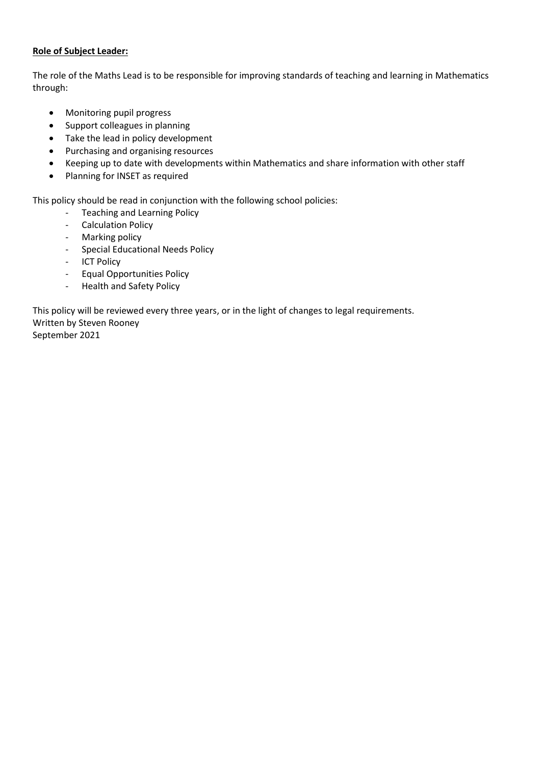**Role of Subject Leader:**

The role of the Maths Lead is to be responsible for improving standards of teaching and learning in Mathematics through:

- Monitoring pupil progress
- Support colleagues in planning
- Take the lead in policy development
- Purchasing and organising resources
- Keeping up to date with developments within Mathematics and share information with other staff
- Planning for INSET as required

This policy should be read in conjunction with the following school policies:

- Teaching and Learning Policy
- Calculation Policy
- Marking policy
- Special Educational Needs Policy
- ICT Policy
- Equal Opportunities Policy
- Health and Safety Policy

This policy will be reviewed every three years, or in the light of changes to legal requirements.
Written by Steven Rooney
September 2021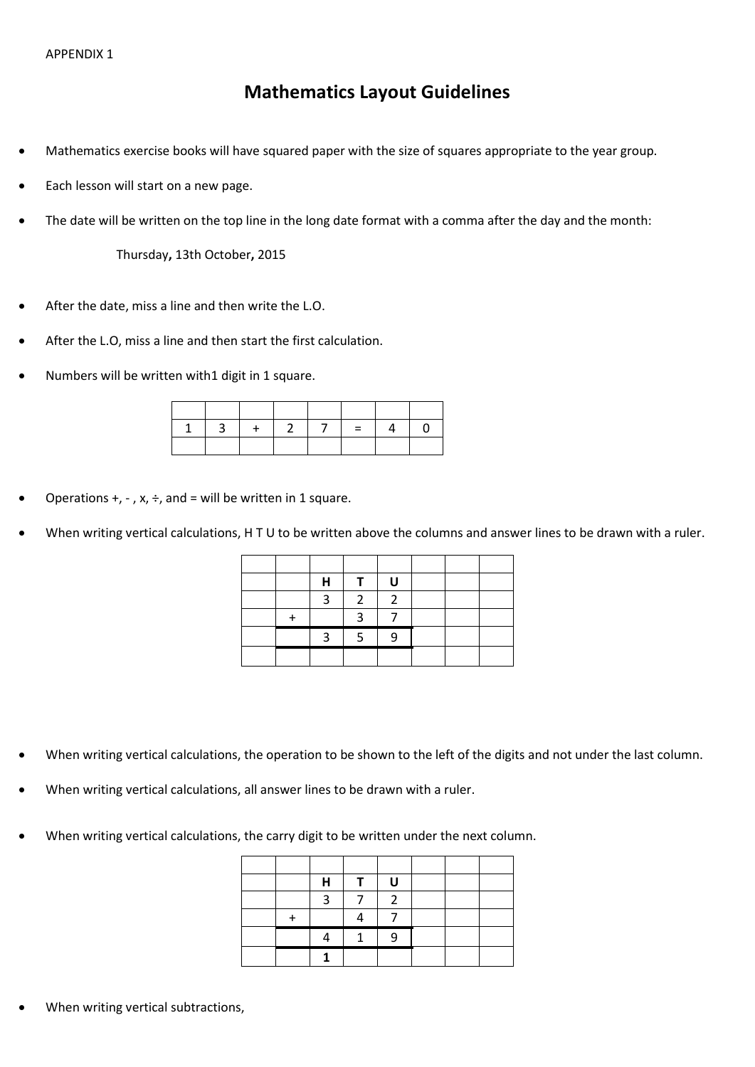APPENDIX 1

# Mathematics Layout Guidelines

- Mathematics exercise books will have squared paper with the size of squares appropriate to the year group.
- Each lesson will start on a new page.
- The date will be written on the top line in the long date format with a comma after the day and the month:

  Thursday**,** 13th October**,** 2015

- After the date, miss a line and then write the L.O.
- After the L.O, miss a line and then start the first calculation.
- Numbers will be written with1 digit in 1 square.

| | | | | | | | |
|---|---|---|---|---|---|---|---|
| 1 | 3 | + | 2 | 7 | = | 4 | 0 |
| | | | | | | | |

- Operations +, - , x, ÷, and = will be written in 1 square.
- When writing vertical calculations, H T U to be written above the columns and answer lines to be drawn with a ruler.

| | | | | | | | |
|---|---|---|---|---|---|---|---|
| | | **H** | **T** | **U** | | | |
| | | 3 | 2 | 2 | | | |
| | + | | 3 | 7 | | | |
| | | 3 | 5 | 9 | | | |
| | | | | | | | |

- When writing vertical calculations, the operation to be shown to the left of the digits and not under the last column.
- When writing vertical calculations, all answer lines to be drawn with a ruler.
- When writing vertical calculations, the carry digit to be written under the next column.

| | | | | | | | |
|---|---|---|---|---|---|---|---|
| | | **H** | **T** | **U** | | | |
| | | 3 | 7 | 2 | | | |
| | + | | 4 | 7 | | | |
| | | 4 | 1 | 9 | | | |
| | | **1** | | | | | |

- When writing vertical subtractions,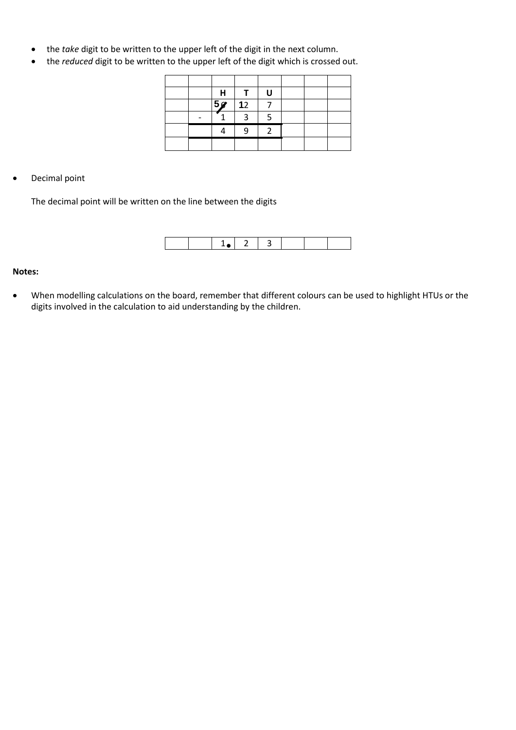- the *take* digit to be written to the upper left of the digit in the next column.
- the *reduced* digit to be written to the upper left of the digit which is crossed out.

| | | | | | | | |
|---|---|---|---|---|---|---|---|
| | | H | T | U | | | |
| | | 5~~6~~ | 12 | 7 | | | |
| | - | 1 | 3 | 5 | | | |
| | | 4 | 9 | 2 | | | |
| | | | | | | | |

- Decimal point

  The decimal point will be written on the line between the digits

| | | | | | | | |
|---|---|---|---|---|---|---|---|
| | | 1. | 2 | 3 | | | |

**Notes:**

- When modelling calculations on the board, remember that different colours can be used to highlight HTUs or the digits involved in the calculation to aid understanding by the children.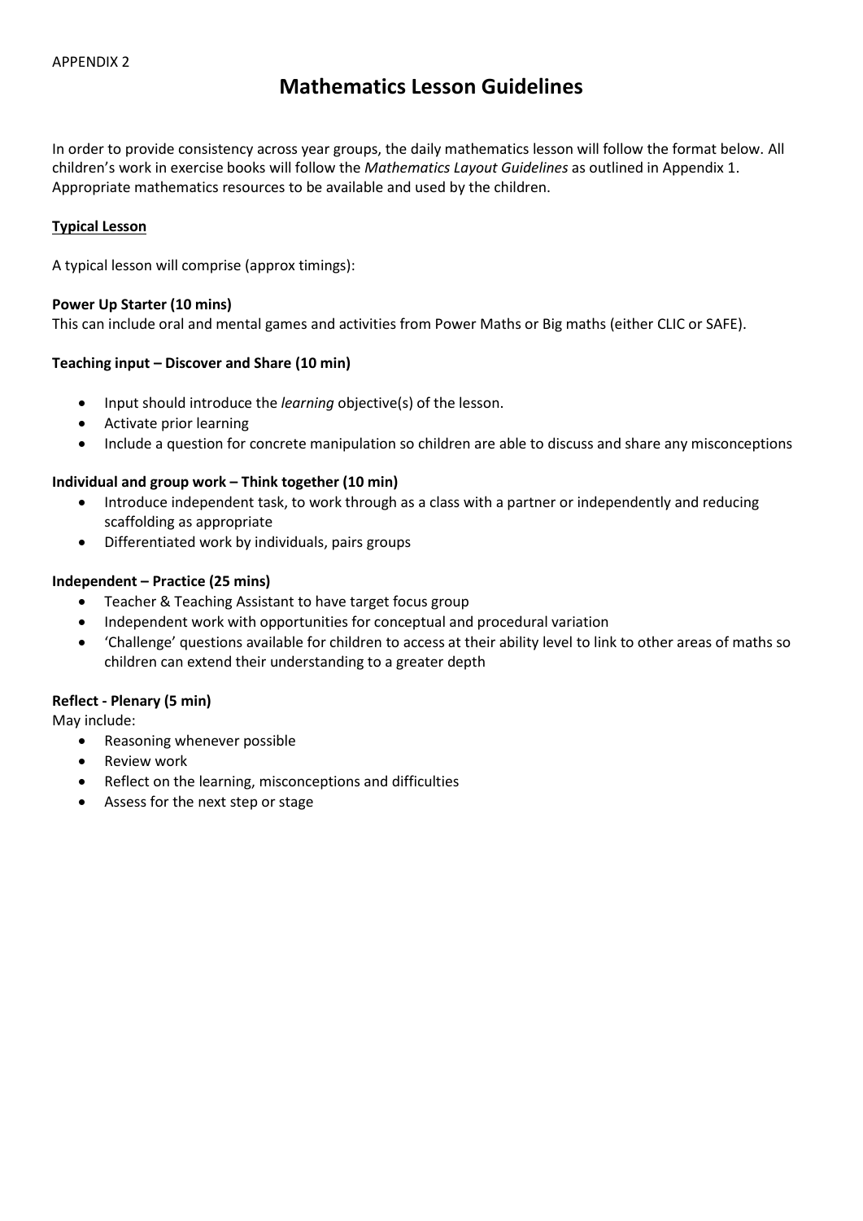APPENDIX 2

# Mathematics Lesson Guidelines

In order to provide consistency across year groups, the daily mathematics lesson will follow the format below. All children's work in exercise books will follow the *Mathematics Layout Guidelines* as outlined in Appendix 1. Appropriate mathematics resources to be available and used by the children.

## Typical Lesson

A typical lesson will comprise (approx timings):

**Power Up Starter (10 mins)**
This can include oral and mental games and activities from Power Maths or Big maths (either CLIC or SAFE).

**Teaching input – Discover and Share (10 min)**

- Input should introduce the *learning* objective(s) of the lesson.
- Activate prior learning
- Include a question for concrete manipulation so children are able to discuss and share any misconceptions

**Individual and group work – Think together (10 min)**

- Introduce independent task, to work through as a class with a partner or independently and reducing scaffolding as appropriate
- Differentiated work by individuals, pairs groups

**Independent – Practice (25 mins)**

- Teacher & Teaching Assistant to have target focus group
- Independent work with opportunities for conceptual and procedural variation
- 'Challenge' questions available for children to access at their ability level to link to other areas of maths so children can extend their understanding to a greater depth

**Reflect - Plenary (5 min)**
May include:

- Reasoning whenever possible
- Review work
- Reflect on the learning, misconceptions and difficulties
- Assess for the next step or stage